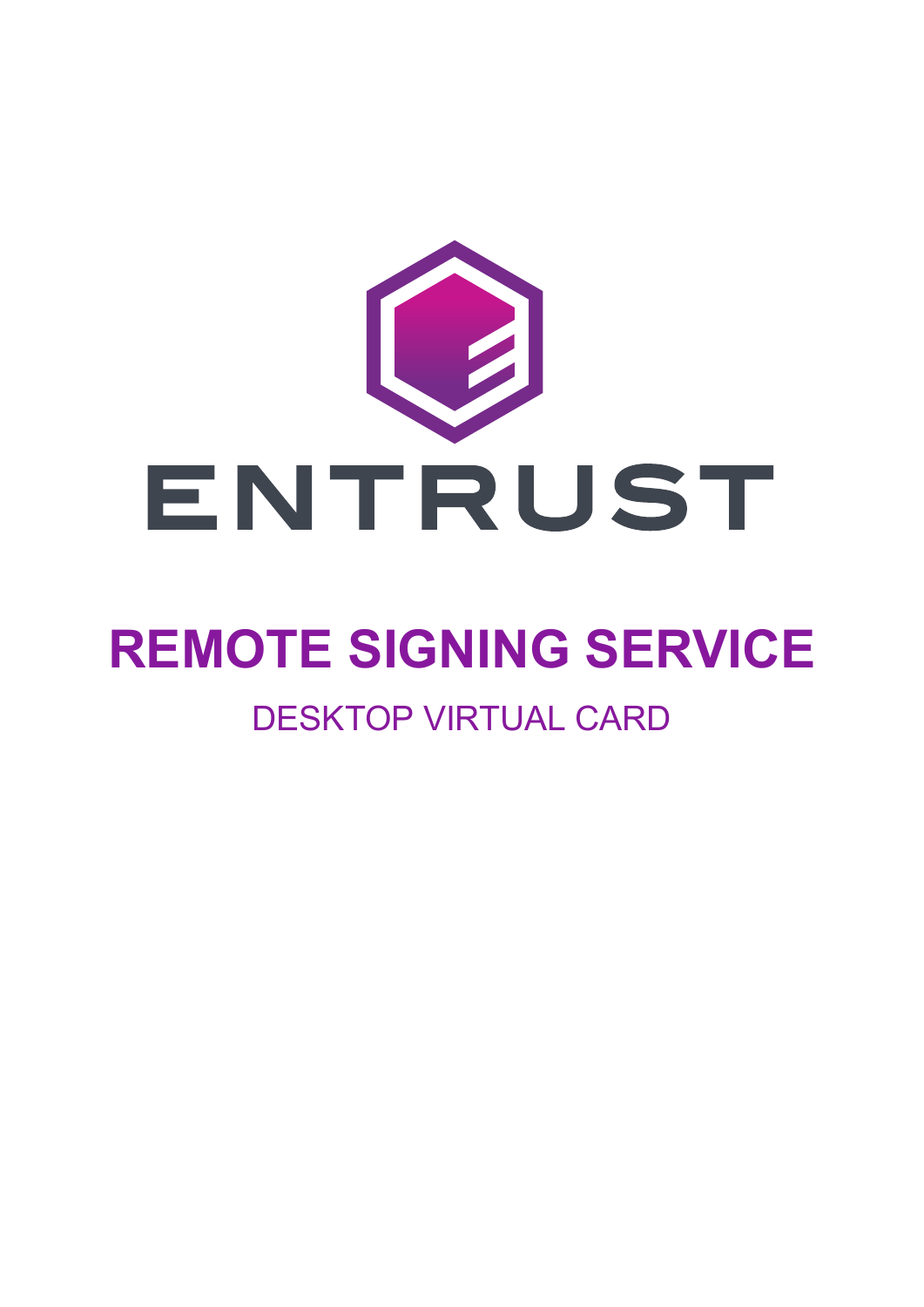ENTRUST

# REMOTE SIGNING SERVICE

DESKTOP VIRTUAL CARD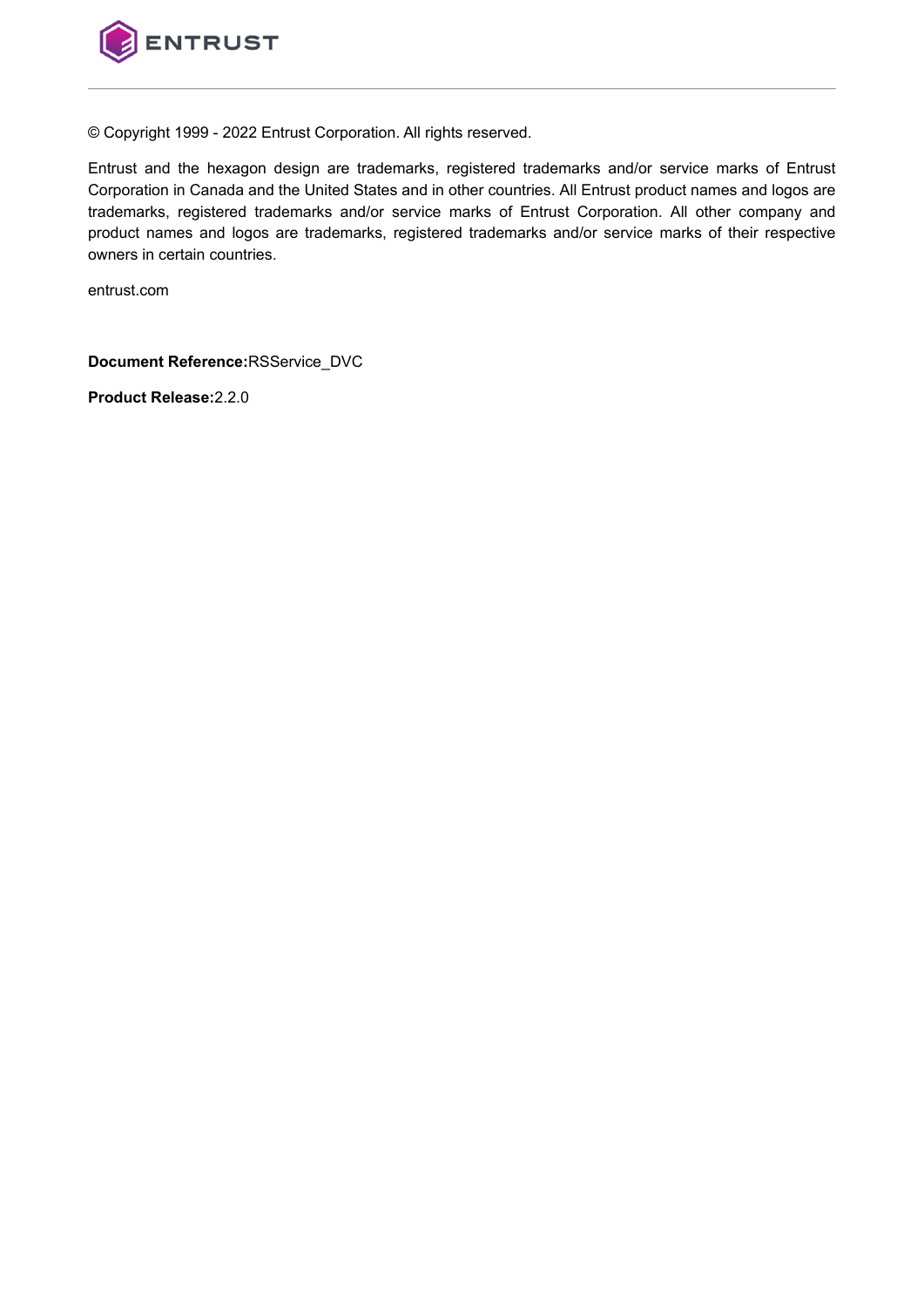© Copyright 1999 - 2022 Entrust Corporation. All rights reserved.

Entrust and the hexagon design are trademarks, registered trademarks and/or service marks of Entrust Corporation in Canada and the United States and in other countries. All Entrust product names and logos are trademarks, registered trademarks and/or service marks of Entrust Corporation. All other company and product names and logos are trademarks, registered trademarks and/or service marks of their respective owners in certain countries.

entrust.com

**Document Reference:**RSService_DVC

**Product Release:**2.2.0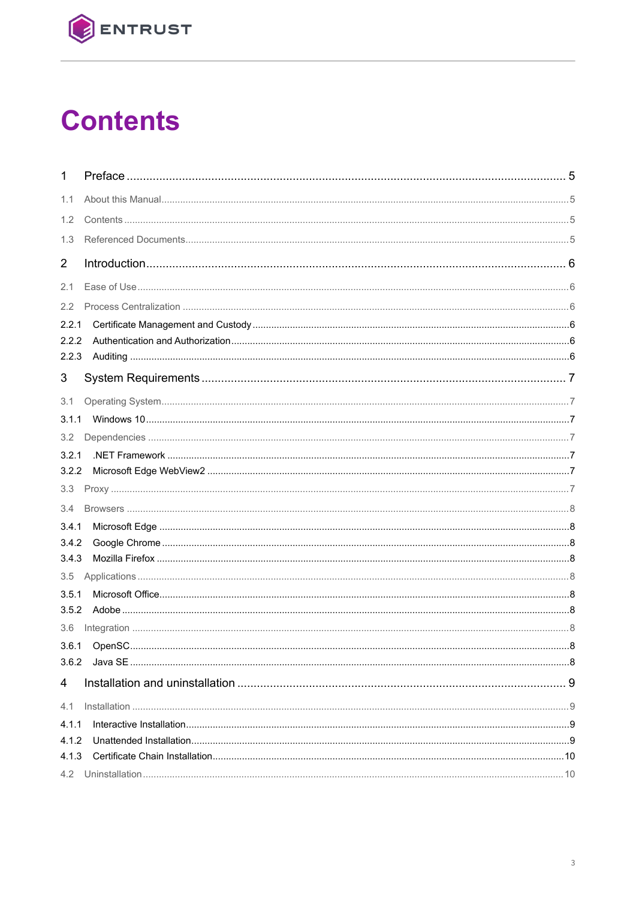# Contents

1 Preface ..... 5

1.1 About this Manual ..... 5

1.2 Contents ..... 5

1.3 Referenced Documents ..... 5

2 Introduction ..... 6

2.1 Ease of Use ..... 6

2.2 Process Centralization ..... 6

2.2.1 Certificate Management and Custody ..... 6

2.2.2 Authentication and Authorization ..... 6

2.2.3 Auditing ..... 6

3 System Requirements ..... 7

3.1 Operating System ..... 7

3.1.1 Windows 10 ..... 7

3.2 Dependencies ..... 7

3.2.1 .NET Framework ..... 7

3.2.2 Microsoft Edge WebView2 ..... 7

3.3 Proxy ..... 7

3.4 Browsers ..... 8

3.4.1 Microsoft Edge ..... 8

3.4.2 Google Chrome ..... 8

3.4.3 Mozilla Firefox ..... 8

3.5 Applications ..... 8

3.5.1 Microsoft Office ..... 8

3.5.2 Adobe ..... 8

3.6 Integration ..... 8

3.6.1 OpenSC ..... 8

3.6.2 Java SE ..... 8

4 Installation and uninstallation ..... 9

4.1 Installation ..... 9

4.1.1 Interactive Installation ..... 9

4.1.2 Unattended Installation ..... 9

4.1.3 Certificate Chain Installation ..... 10

4.2 Uninstallation ..... 10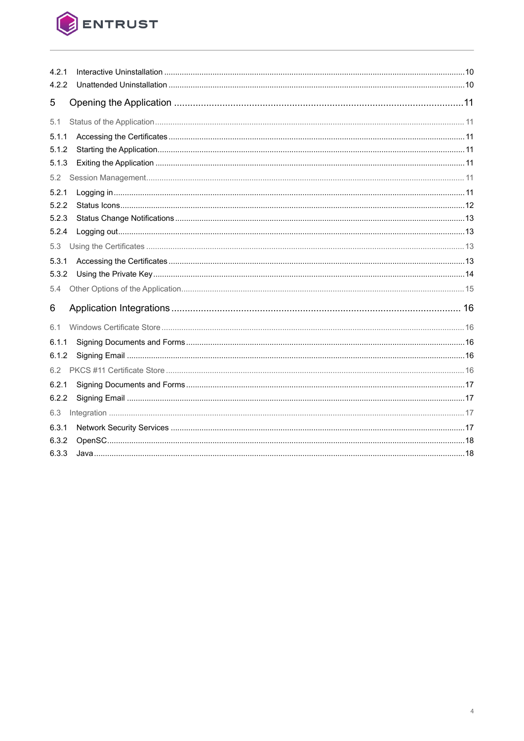4.2.1 Interactive Uninstallation ........................................................................ 10
4.2.2 Unattended Uninstallation ........................................................................ 10

5 Opening the Application ........................................................................ 11

5.1 Status of the Application ........................................................................ 11
5.1.1 Accessing the Certificates ........................................................................ 11
5.1.2 Starting the Application ........................................................................ 11
5.1.3 Exiting the Application ........................................................................ 11
5.2 Session Management ........................................................................ 11
5.2.1 Logging in ........................................................................ 11
5.2.2 Status Icons ........................................................................ 12
5.2.3 Status Change Notifications ........................................................................ 13
5.2.4 Logging out ........................................................................ 13
5.3 Using the Certificates ........................................................................ 13
5.3.1 Accessing the Certificates ........................................................................ 13
5.3.2 Using the Private Key ........................................................................ 14
5.4 Other Options of the Application ........................................................................ 15

6 Application Integrations ........................................................................ 16

6.1 Windows Certificate Store ........................................................................ 16
6.1.1 Signing Documents and Forms ........................................................................ 16
6.1.2 Signing Email ........................................................................ 16
6.2 PKCS #11 Certificate Store ........................................................................ 16
6.2.1 Signing Documents and Forms ........................................................................ 17
6.2.2 Signing Email ........................................................................ 17
6.3 Integration ........................................................................ 17
6.3.1 Network Security Services ........................................................................ 17
6.3.2 OpenSC ........................................................................ 18
6.3.3 Java ........................................................................ 18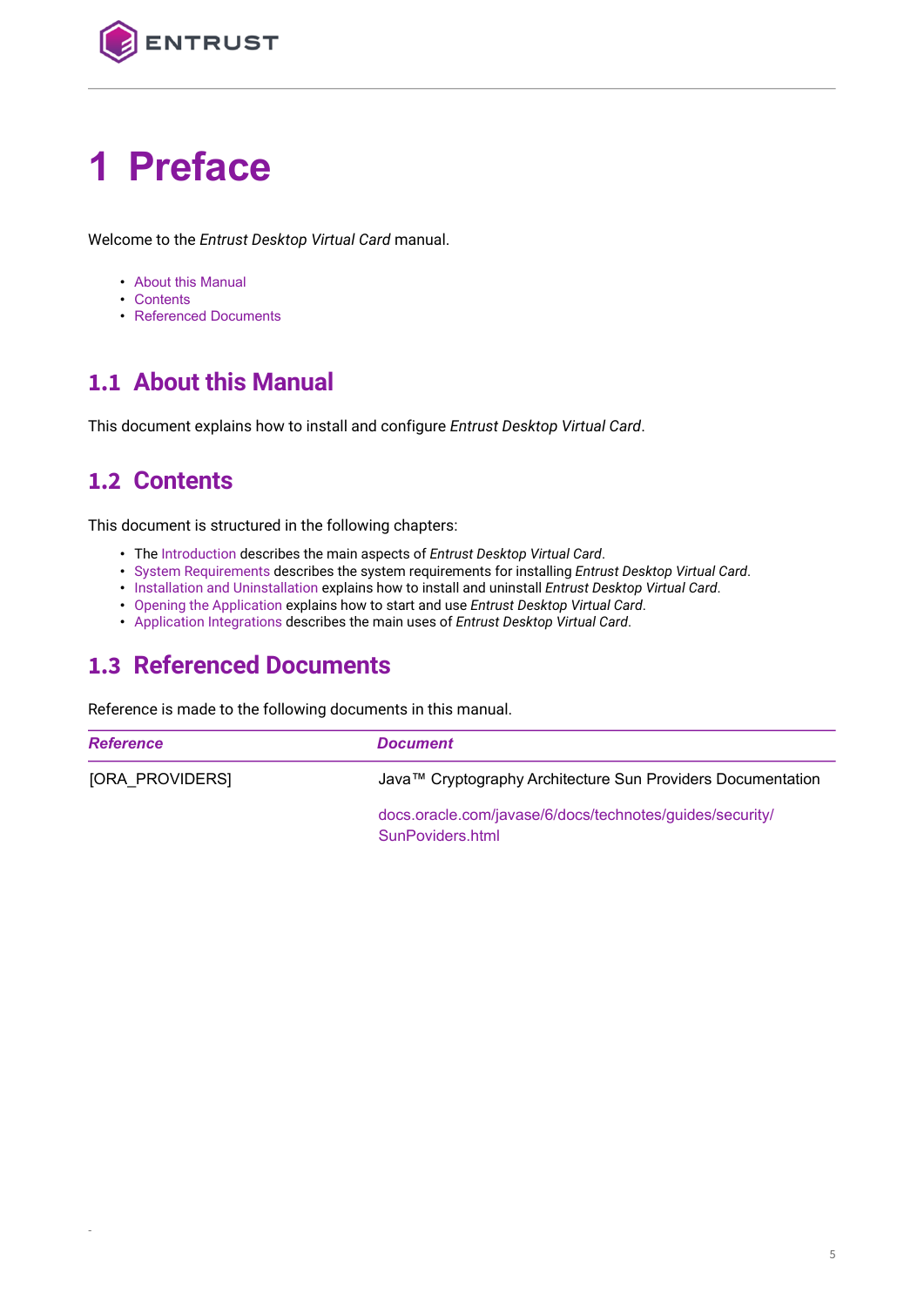# 1 Preface

Welcome to the *Entrust Desktop Virtual Card* manual.

- About this Manual
- Contents
- Referenced Documents

## 1.1 About this Manual

This document explains how to install and configure *Entrust Desktop Virtual Card*.

## 1.2 Contents

This document is structured in the following chapters:

- The Introduction describes the main aspects of *Entrust Desktop Virtual Card*.
- System Requirements describes the system requirements for installing *Entrust Desktop Virtual Card*.
- Installation and Uninstallation explains how to install and uninstall *Entrust Desktop Virtual Card*.
- Opening the Application explains how to start and use *Entrust Desktop Virtual Card*.
- Application Integrations describes the main uses of *Entrust Desktop Virtual Card*.

## 1.3 Referenced Documents

Reference is made to the following documents in this manual.

| *Reference* | *Document* |
|---|---|
| [ORA_PROVIDERS] | Java™ Cryptography Architecture Sun Providers Documentation<br><br>docs.oracle.com/javase/6/docs/technotes/guides/security/SunPoviders.html |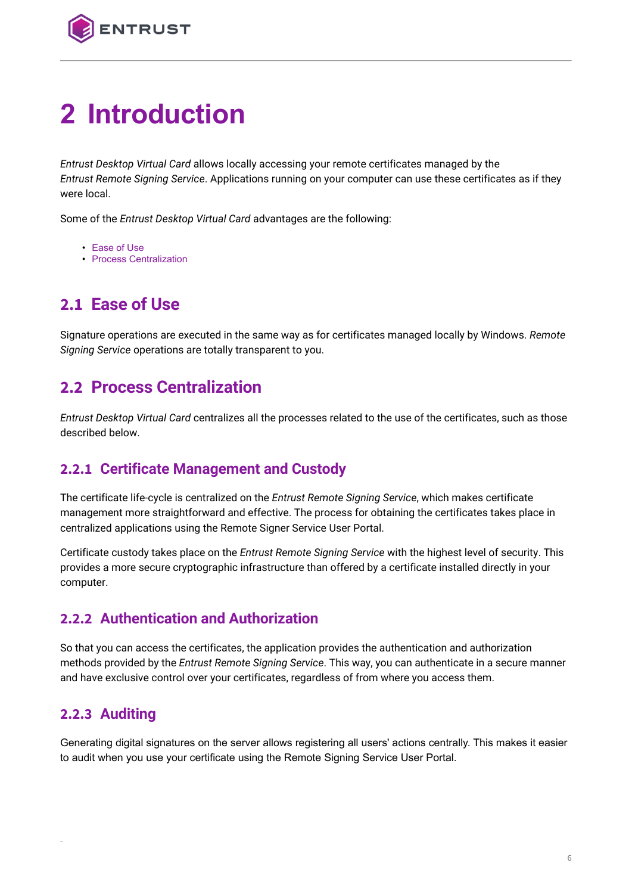# 2 Introduction

*Entrust Desktop Virtual Card* allows locally accessing your remote certificates managed by the *Entrust Remote Signing Service*. Applications running on your computer can use these certificates as if they were local.

Some of the *Entrust Desktop Virtual Card* advantages are the following:

- Ease of Use
- Process Centralization

## 2.1 Ease of Use

Signature operations are executed in the same way as for certificates managed locally by Windows. *Remote Signing Service* operations are totally transparent to you.

## 2.2 Process Centralization

*Entrust Desktop Virtual Card* centralizes all the processes related to the use of the certificates, such as those described below.

### 2.2.1 Certificate Management and Custody

The certificate life-cycle is centralized on the *Entrust Remote Signing Service*, which makes certificate management more straightforward and effective. The process for obtaining the certificates takes place in centralized applications using the Remote Signer Service User Portal.

Certificate custody takes place on the *Entrust Remote Signing Service* with the highest level of security. This provides a more secure cryptographic infrastructure than offered by a certificate installed directly in your computer.

### 2.2.2 Authentication and Authorization

So that you can access the certificates, the application provides the authentication and authorization methods provided by the *Entrust Remote Signing Service*. This way, you can authenticate in a secure manner and have exclusive control over your certificates, regardless of from where you access them.

### 2.2.3 Auditing

Generating digital signatures on the server allows registering all users' actions centrally. This makes it easier to audit when you use your certificate using the Remote Signing Service User Portal.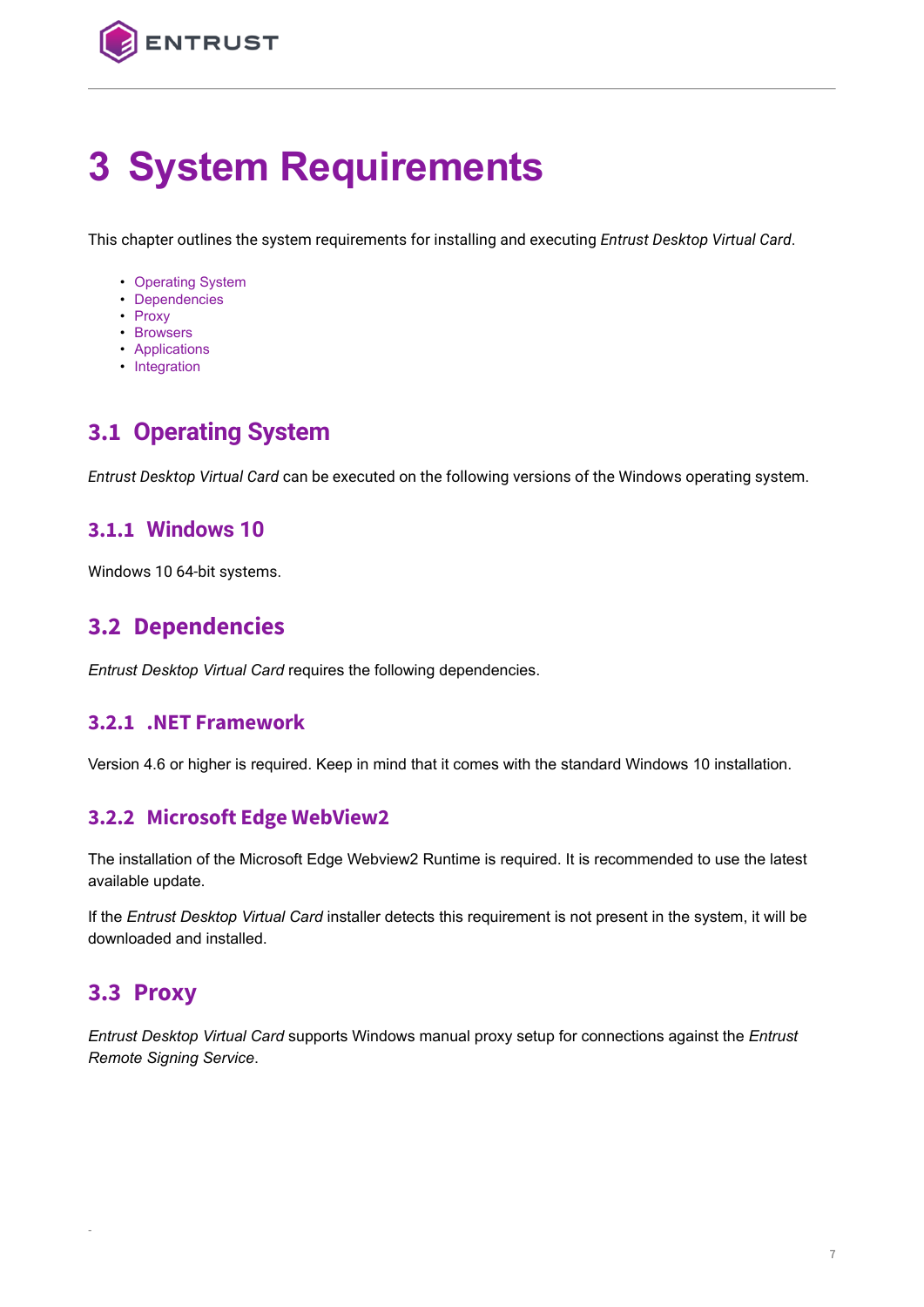# 3 System Requirements

This chapter outlines the system requirements for installing and executing *Entrust Desktop Virtual Card*.

- Operating System
- Dependencies
- Proxy
- Browsers
- Applications
- Integration

## 3.1 Operating System

*Entrust Desktop Virtual Card* can be executed on the following versions of the Windows operating system.

### 3.1.1 Windows 10

Windows 10 64-bit systems.

## 3.2 Dependencies

*Entrust Desktop Virtual Card* requires the following dependencies.

### 3.2.1 .NET Framework

Version 4.6 or higher is required. Keep in mind that it comes with the standard Windows 10 installation.

### 3.2.2 Microsoft Edge WebView2

The installation of the Microsoft Edge Webview2 Runtime is required. It is recommended to use the latest available update.

If the *Entrust Desktop Virtual Card* installer detects this requirement is not present in the system, it will be downloaded and installed.

## 3.3 Proxy

*Entrust Desktop Virtual Card* supports Windows manual proxy setup for connections against the *Entrust Remote Signing Service*.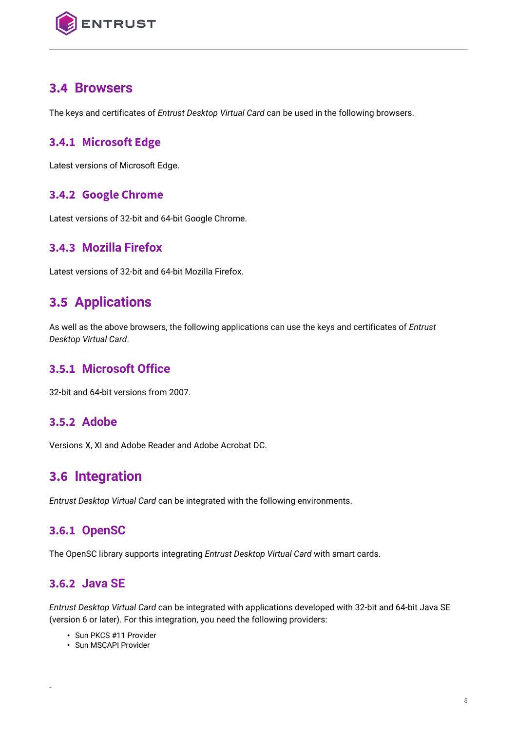## 3.4 Browsers

The keys and certificates of *Entrust Desktop Virtual Card* can be used in the following browsers.

### 3.4.1 Microsoft Edge

Latest versions of Microsoft Edge.

### 3.4.2 Google Chrome

Latest versions of 32-bit and 64-bit Google Chrome.

### 3.4.3 Mozilla Firefox

Latest versions of 32-bit and 64-bit Mozilla Firefox.

## 3.5 Applications

As well as the above browsers, the following applications can use the keys and certificates of *Entrust Desktop Virtual Card*.

### 3.5.1 Microsoft Office

32-bit and 64-bit versions from 2007.

### 3.5.2 Adobe

Versions X, XI and Adobe Reader and Adobe Acrobat DC.

## 3.6 Integration

*Entrust Desktop Virtual Card* can be integrated with the following environments.

### 3.6.1 OpenSC

The OpenSC library supports integrating *Entrust Desktop Virtual Card* with smart cards.

### 3.6.2 Java SE

*Entrust Desktop Virtual Card* can be integrated with applications developed with 32-bit and 64-bit Java SE (version 6 or later). For this integration, you need the following providers:

- Sun PKCS #11 Provider
- Sun MSCAPI Provider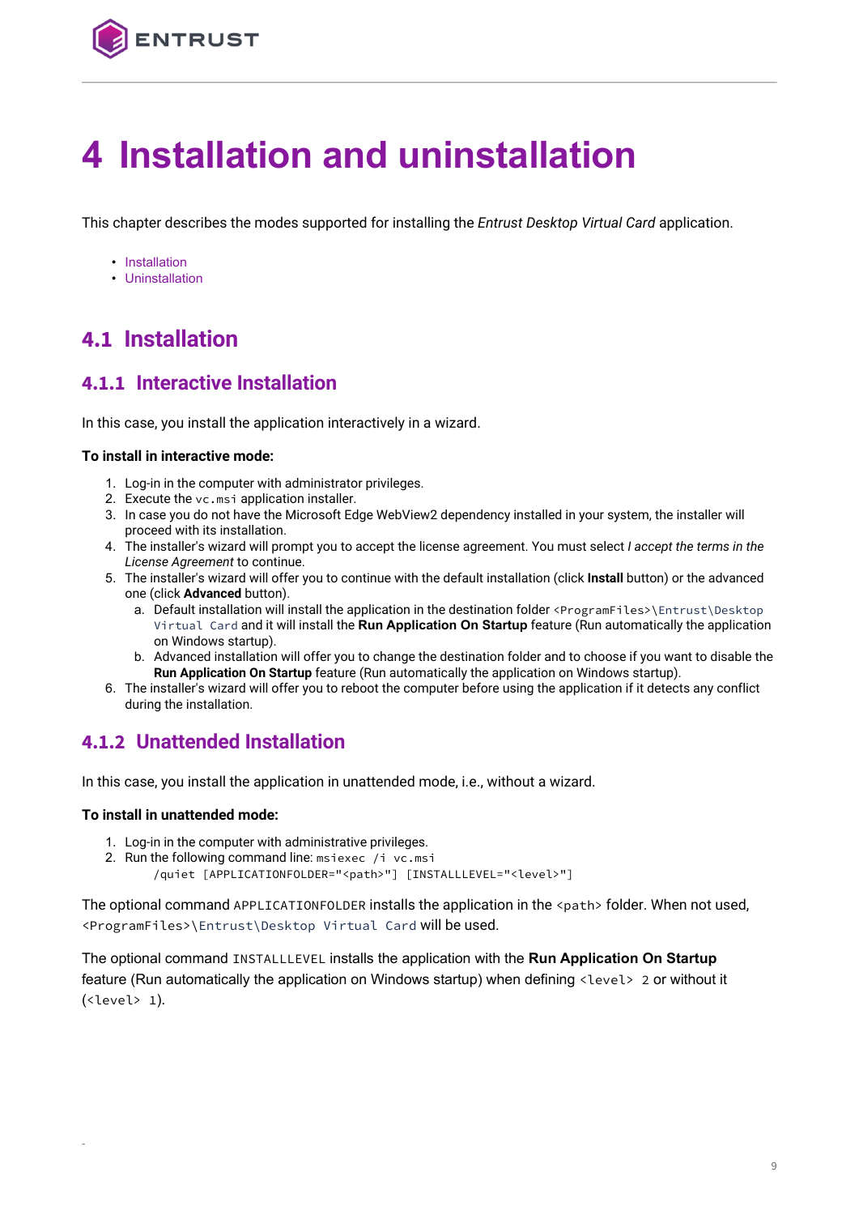# 4 Installation and uninstallation

This chapter describes the modes supported for installing the *Entrust Desktop Virtual Card* application.

- Installation
- Uninstallation

## 4.1 Installation

### 4.1.1 Interactive Installation

In this case, you install the application interactively in a wizard.

**To install in interactive mode:**

1. Log-in in the computer with administrator privileges.
2. Execute the `vc.msi` application installer.
3. In case you do not have the Microsoft Edge WebView2 dependency installed in your system, the installer will proceed with its installation.
4. The installer's wizard will prompt you to accept the license agreement. You must select *I accept the terms in the License Agreement* to continue.
5. The installer's wizard will offer you to continue with the default installation (click **Install** button) or the advanced one (click **Advanced** button).
   a. Default installation will install the application in the destination folder `<ProgramFiles>\Entrust\Desktop Virtual Card` and it will install the **Run Application On Startup** feature (Run automatically the application on Windows startup).
   b. Advanced installation will offer you to change the destination folder and to choose if you want to disable the **Run Application On Startup** feature (Run automatically the application on Windows startup).
6. The installer's wizard will offer you to reboot the computer before using the application if it detects any conflict during the installation.

### 4.1.2 Unattended Installation

In this case, you install the application in unattended mode, i.e., without a wizard.

**To install in unattended mode:**

1. Log-in in the computer with administrative privileges.
2. Run the following command line: `msiexec /i vc.msi /quiet [APPLICATIONFOLDER="<path>"] [INSTALLLEVEL="<level>"]`

The optional command `APPLICATIONFOLDER` installs the application in the `<path>` folder. When not used, `<ProgramFiles>\Entrust\Desktop Virtual Card` will be used.

The optional command `INSTALLLEVEL` installs the application with the **Run Application On Startup** feature (Run automatically the application on Windows startup) when defining `<level> 2` or without it (`<level> 1`).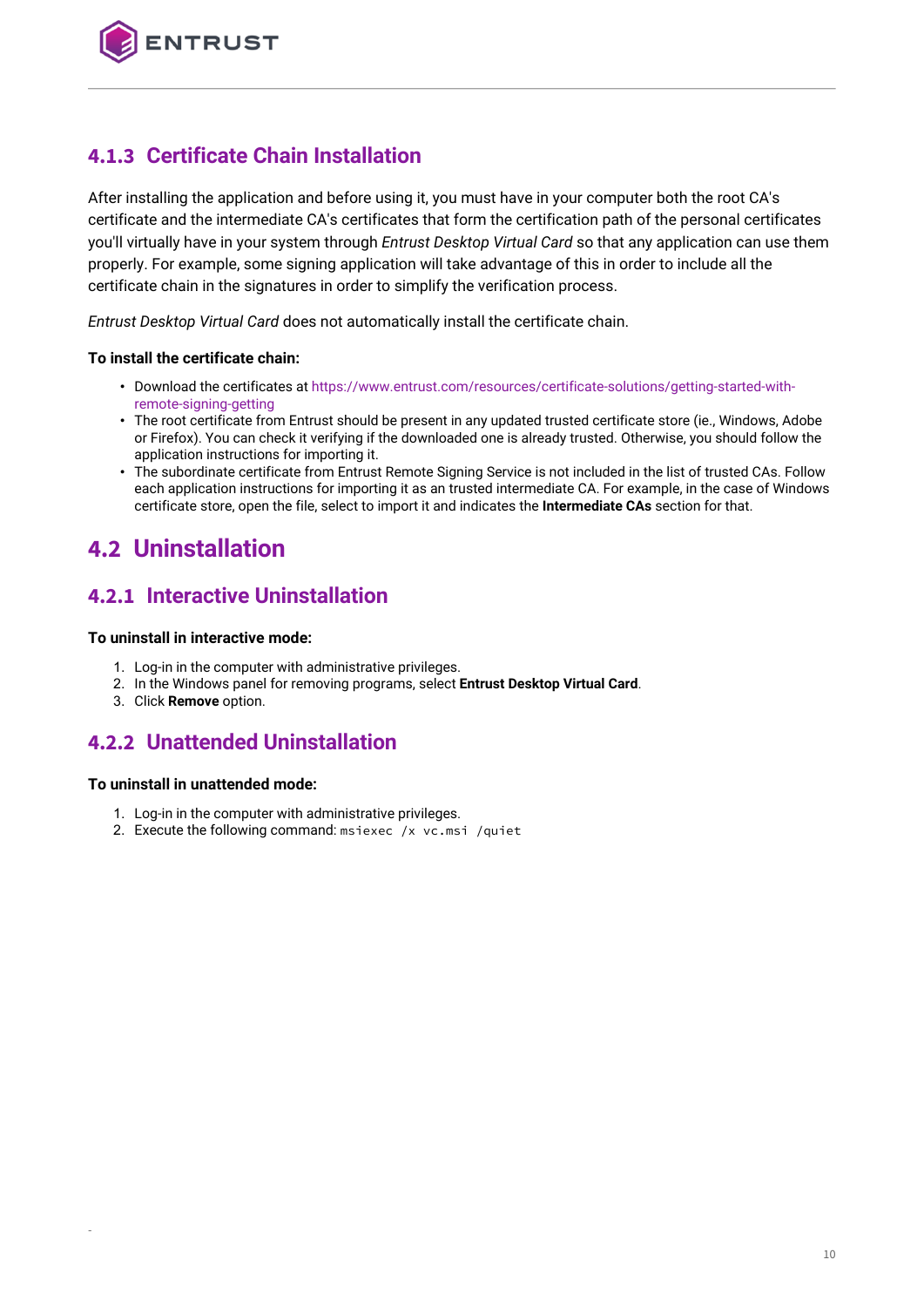### 4.1.3 Certificate Chain Installation

After installing the application and before using it, you must have in your computer both the root CA's certificate and the intermediate CA's certificates that form the certification path of the personal certificates you'll virtually have in your system through *Entrust Desktop Virtual Card* so that any application can use them properly. For example, some signing application will take advantage of this in order to include all the certificate chain in the signatures in order to simplify the verification process.

*Entrust Desktop Virtual Card* does not automatically install the certificate chain.

**To install the certificate chain:**

- Download the certificates at https://www.entrust.com/resources/certificate-solutions/getting-started-with-remote-signing-getting
- The root certificate from Entrust should be present in any updated trusted certificate store (ie., Windows, Adobe or Firefox). You can check it verifying if the downloaded one is already trusted. Otherwise, you should follow the application instructions for importing it.
- The subordinate certificate from Entrust Remote Signing Service is not included in the list of trusted CAs. Follow each application instructions for importing it as an trusted intermediate CA. For example, in the case of Windows certificate store, open the file, select to import it and indicates the **Intermediate CAs** section for that.

## 4.2 Uninstallation

### 4.2.1 Interactive Uninstallation

**To uninstall in interactive mode:**

1. Log-in in the computer with administrative privileges.
2. In the Windows panel for removing programs, select **Entrust Desktop Virtual Card**.
3. Click **Remove** option.

### 4.2.2 Unattended Uninstallation

**To uninstall in unattended mode:**

1. Log-in in the computer with administrative privileges.
2. Execute the following command: `msiexec /x vc.msi /quiet`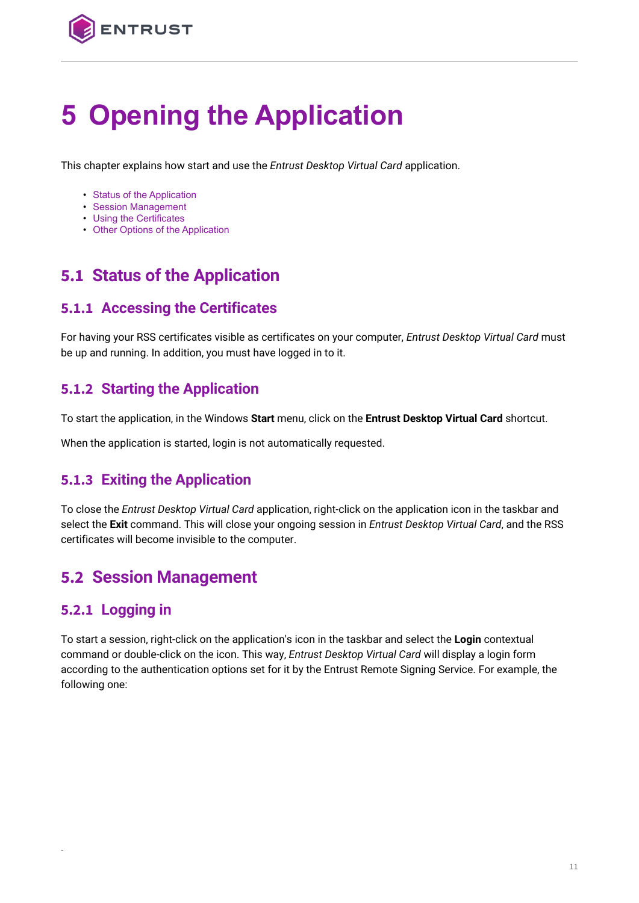# 5 Opening the Application

This chapter explains how start and use the *Entrust Desktop Virtual Card* application.

- Status of the Application
- Session Management
- Using the Certificates
- Other Options of the Application

## 5.1 Status of the Application

### 5.1.1 Accessing the Certificates

For having your RSS certificates visible as certificates on your computer, *Entrust Desktop Virtual Card* must be up and running. In addition, you must have logged in to it.

### 5.1.2 Starting the Application

To start the application, in the Windows **Start** menu, click on the **Entrust Desktop Virtual Card** shortcut.

When the application is started, login is not automatically requested.

### 5.1.3 Exiting the Application

To close the *Entrust Desktop Virtual Card* application, right-click on the application icon in the taskbar and select the **Exit** command. This will close your ongoing session in *Entrust Desktop Virtual Card*, and the RSS certificates will become invisible to the computer.

## 5.2 Session Management

### 5.2.1 Logging in

To start a session, right-click on the application's icon in the taskbar and select the **Login** contextual command or double-click on the icon. This way, *Entrust Desktop Virtual Card* will display a login form according to the authentication options set for it by the Entrust Remote Signing Service. For example, the following one: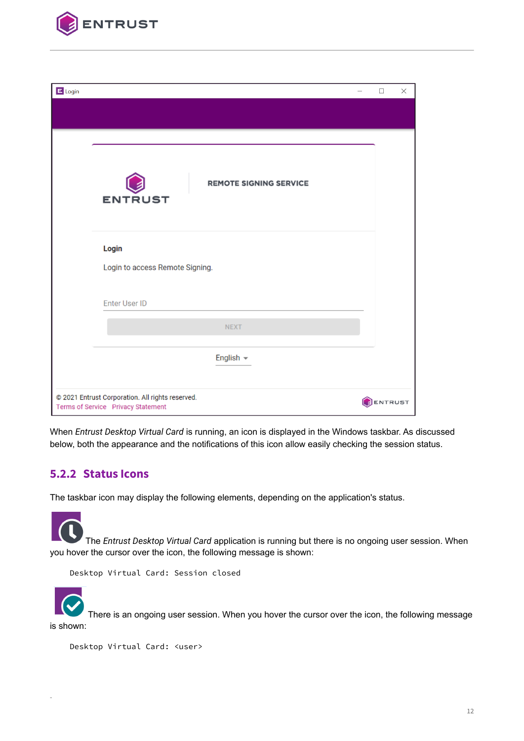When *Entrust Desktop Virtual Card* is running, an icon is displayed in the Windows taskbar. As discussed below, both the appearance and the notifications of this icon allow easily checking the session status.

### 5.2.2 Status Icons

The taskbar icon may display the following elements, depending on the application's status.

The *Entrust Desktop Virtual Card* application is running but there is no ongoing user session. When you hover the cursor over the icon, the following message is shown:

```
Desktop Virtual Card: Session closed
```

There is an ongoing user session. When you hover the cursor over the icon, the following message is shown:

```
Desktop Virtual Card: <user>
```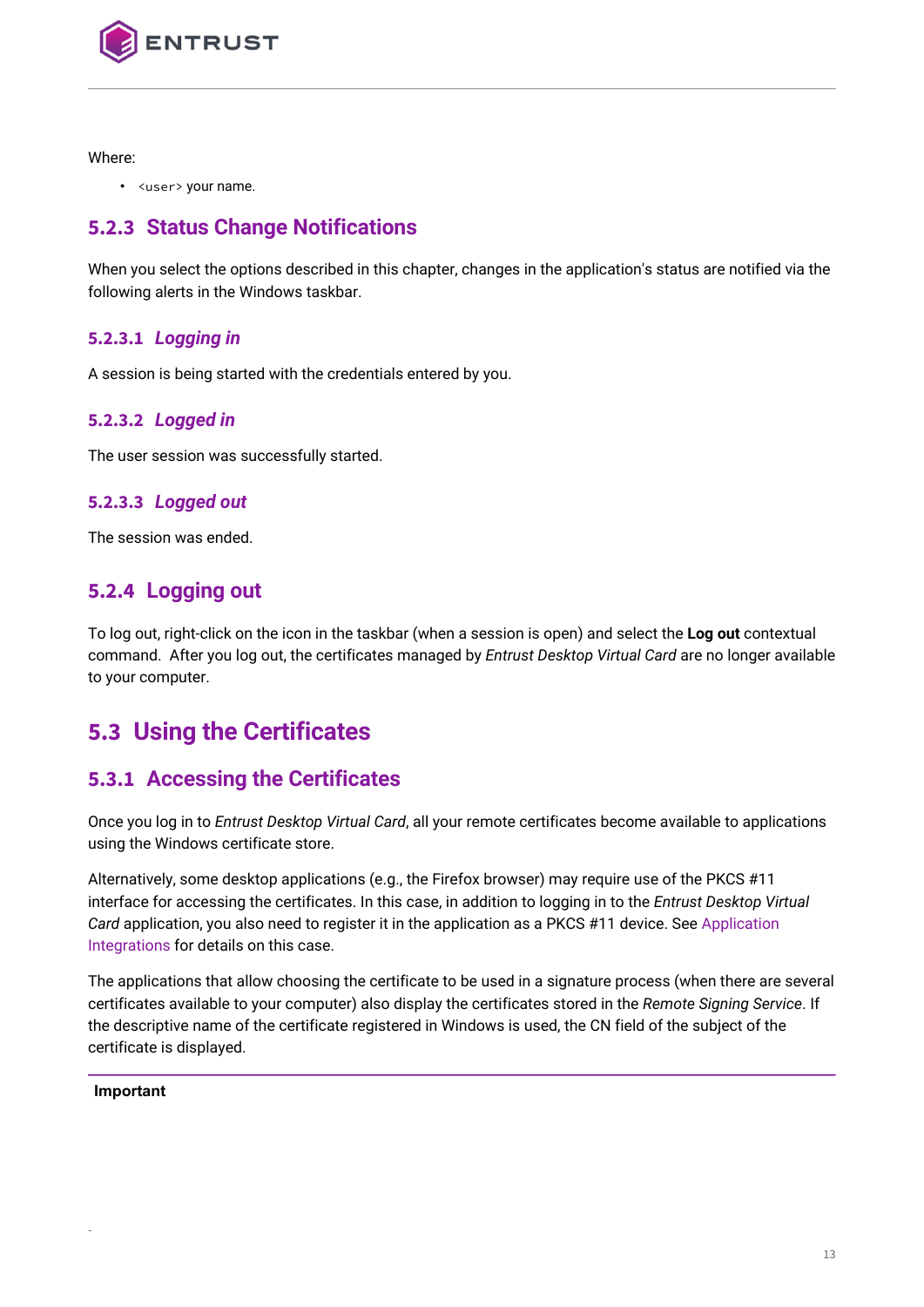Where:

- `<user>` your name.

### 5.2.3 Status Change Notifications

When you select the options described in this chapter, changes in the application's status are notified via the following alerts in the Windows taskbar.

#### 5.2.3.1 *Logging in*

A session is being started with the credentials entered by you.

#### 5.2.3.2 *Logged in*

The user session was successfully started.

#### 5.2.3.3 *Logged out*

The session was ended.

### 5.2.4 Logging out

To log out, right-click on the icon in the taskbar (when a session is open) and select the **Log out** contextual command. After you log out, the certificates managed by *Entrust Desktop Virtual Card* are no longer available to your computer.

## 5.3 Using the Certificates

### 5.3.1 Accessing the Certificates

Once you log in to *Entrust Desktop Virtual Card*, all your remote certificates become available to applications using the Windows certificate store.

Alternatively, some desktop applications (e.g., the Firefox browser) may require use of the PKCS #11 interface for accessing the certificates. In this case, in addition to logging in to the *Entrust Desktop Virtual Card* application, you also need to register it in the application as a PKCS #11 device. See Application Integrations for details on this case.

The applications that allow choosing the certificate to be used in a signature process (when there are several certificates available to your computer) also display the certificates stored in the *Remote Signing Service*. If the descriptive name of the certificate registered in Windows is used, the CN field of the subject of the certificate is displayed.

**Important**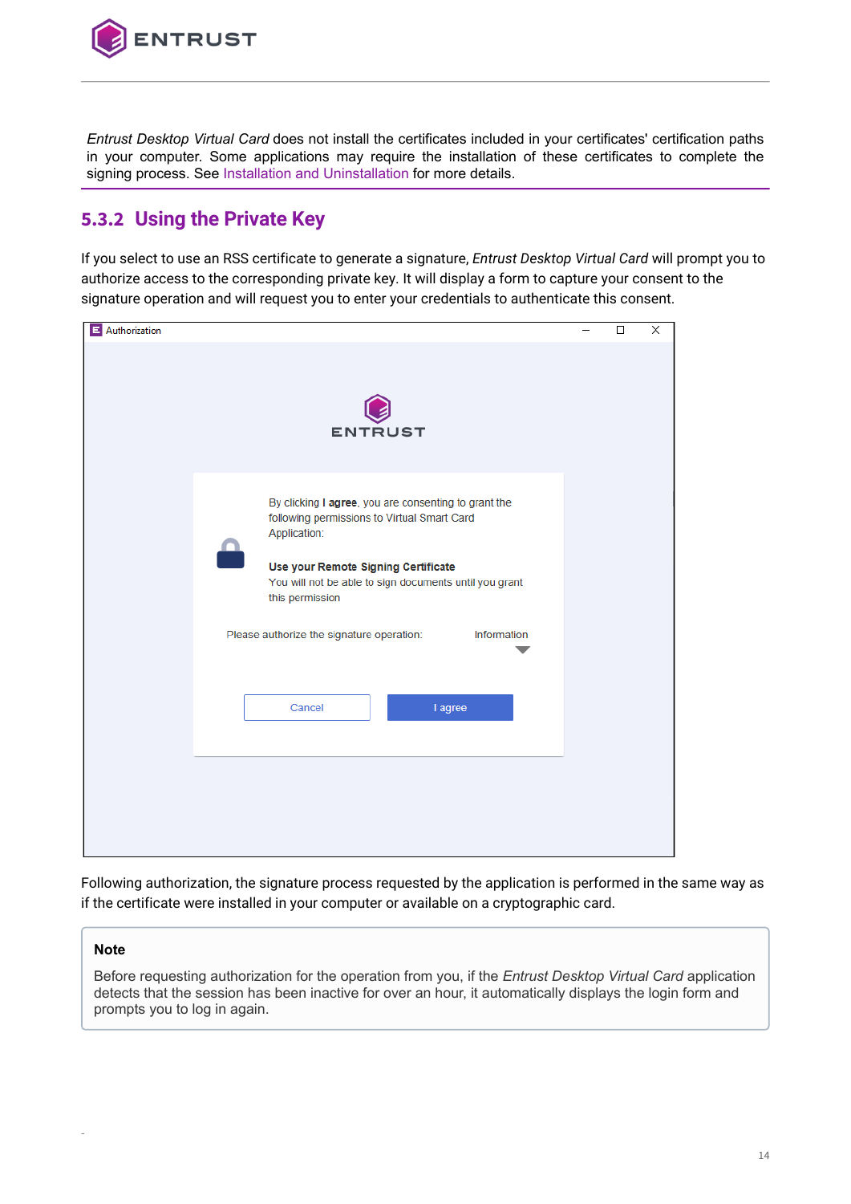*Entrust Desktop Virtual Card* does not install the certificates included in your certificates' certification paths in your computer. Some applications may require the installation of these certificates to complete the signing process. See Installation and Uninstallation for more details.

## 5.3.2 Using the Private Key

If you select to use an RSS certificate to generate a signature, *Entrust Desktop Virtual Card* will prompt you to authorize access to the corresponding private key. It will display a form to capture your consent to the signature operation and will request you to enter your credentials to authenticate this consent.

Authorization

ENTRUST

By clicking **I agree**, you are consenting to grant the following permissions to Virtual Smart Card Application:

**Use your Remote Signing Certificate**
You will not be able to sign documents until you grant this permission

Please authorize the signature operation: Information

Cancel | I agree

Following authorization, the signature process requested by the application is performed in the same way as if the certificate were installed in your computer or available on a cryptographic card.

> **Note**
>
> Before requesting authorization for the operation from you, if the *Entrust Desktop Virtual Card* application detects that the session has been inactive for over an hour, it automatically displays the login form and prompts you to log in again.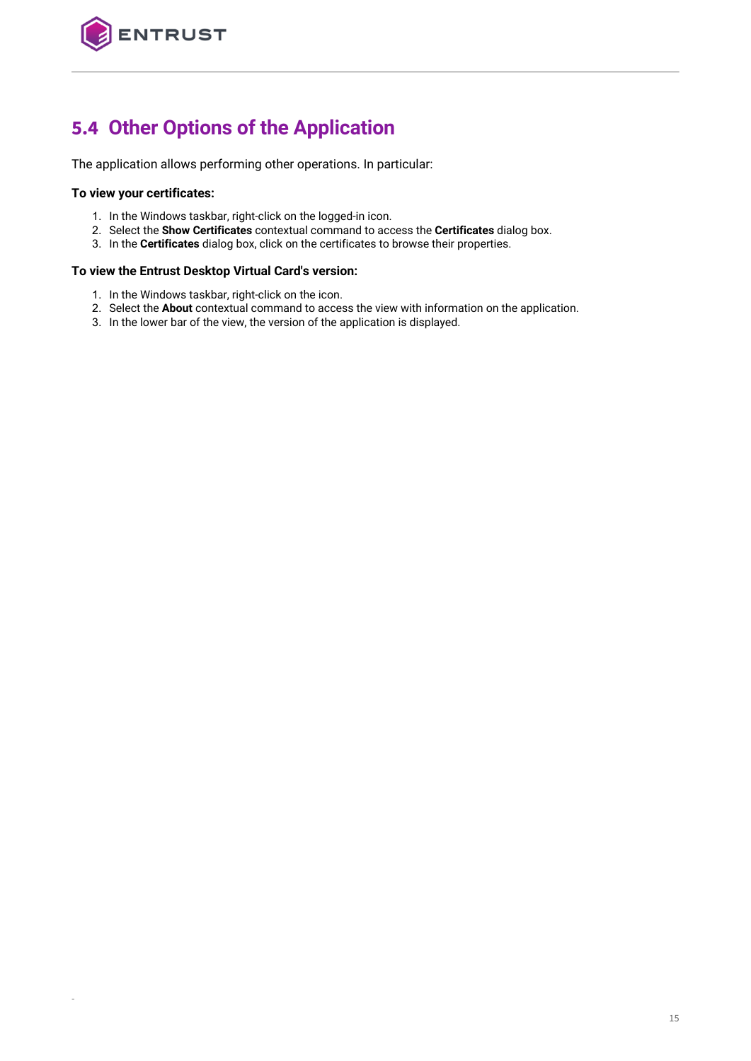## 5.4 Other Options of the Application

The application allows performing other operations. In particular:

**To view your certificates:**

1. In the Windows taskbar, right-click on the logged-in icon.
2. Select the **Show Certificates** contextual command to access the **Certificates** dialog box.
3. In the **Certificates** dialog box, click on the certificates to browse their properties.

**To view the Entrust Desktop Virtual Card's version:**

1. In the Windows taskbar, right-click on the icon.
2. Select the **About** contextual command to access the view with information on the application.
3. In the lower bar of the view, the version of the application is displayed.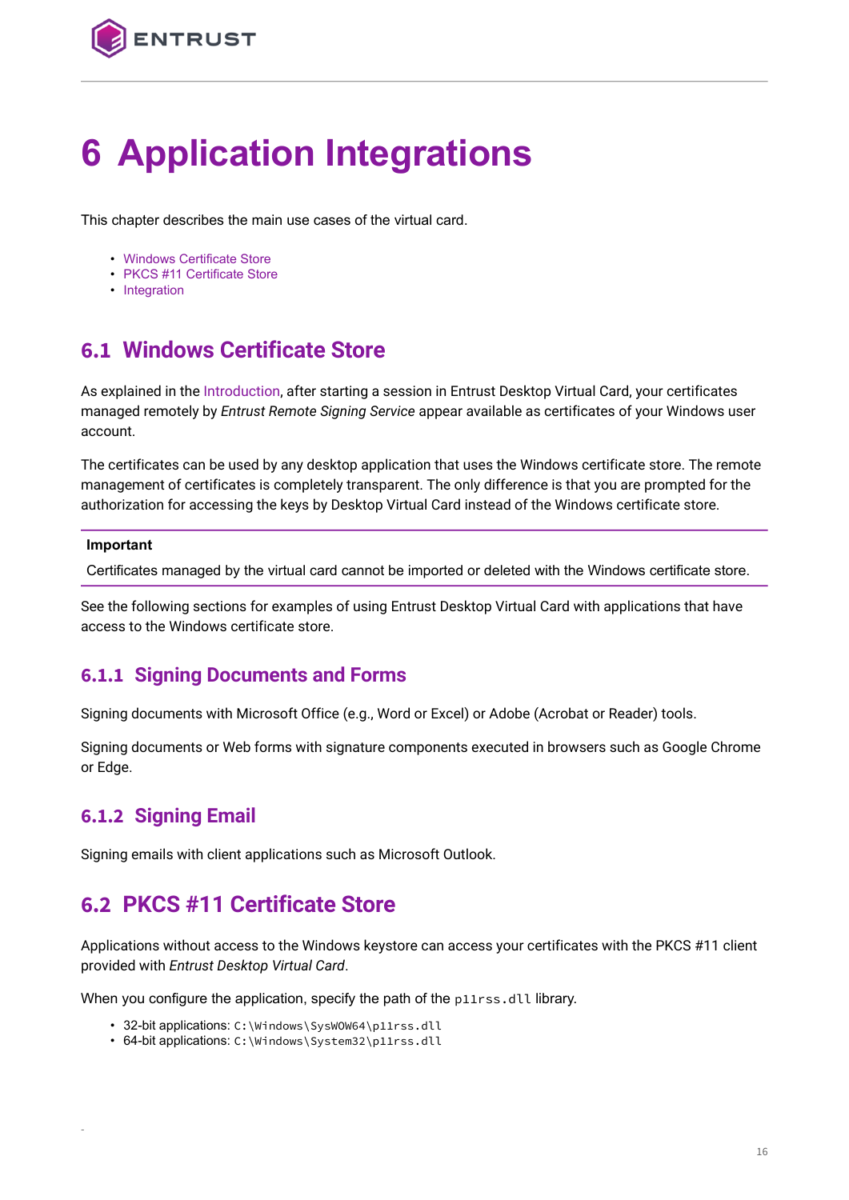# 6 Application Integrations

This chapter describes the main use cases of the virtual card.

- Windows Certificate Store
- PKCS #11 Certificate Store
- Integration

## 6.1 Windows Certificate Store

As explained in the Introduction, after starting a session in Entrust Desktop Virtual Card, your certificates managed remotely by *Entrust Remote Signing Service* appear available as certificates of your Windows user account.

The certificates can be used by any desktop application that uses the Windows certificate store. The remote management of certificates is completely transparent. The only difference is that you are prompted for the authorization for accessing the keys by Desktop Virtual Card instead of the Windows certificate store.

**Important**

Certificates managed by the virtual card cannot be imported or deleted with the Windows certificate store.

See the following sections for examples of using Entrust Desktop Virtual Card with applications that have access to the Windows certificate store.

### 6.1.1 Signing Documents and Forms

Signing documents with Microsoft Office (e.g., Word or Excel) or Adobe (Acrobat or Reader) tools.

Signing documents or Web forms with signature components executed in browsers such as Google Chrome or Edge.

### 6.1.2 Signing Email

Signing emails with client applications such as Microsoft Outlook.

## 6.2 PKCS #11 Certificate Store

Applications without access to the Windows keystore can access your certificates with the PKCS #11 client provided with *Entrust Desktop Virtual Card*.

When you configure the application, specify the path of the `p11rss.dll` library.

- 32-bit applications: `C:\Windows\SysWOW64\p11rss.dll`
- 64-bit applications: `C:\Windows\System32\p11rss.dll`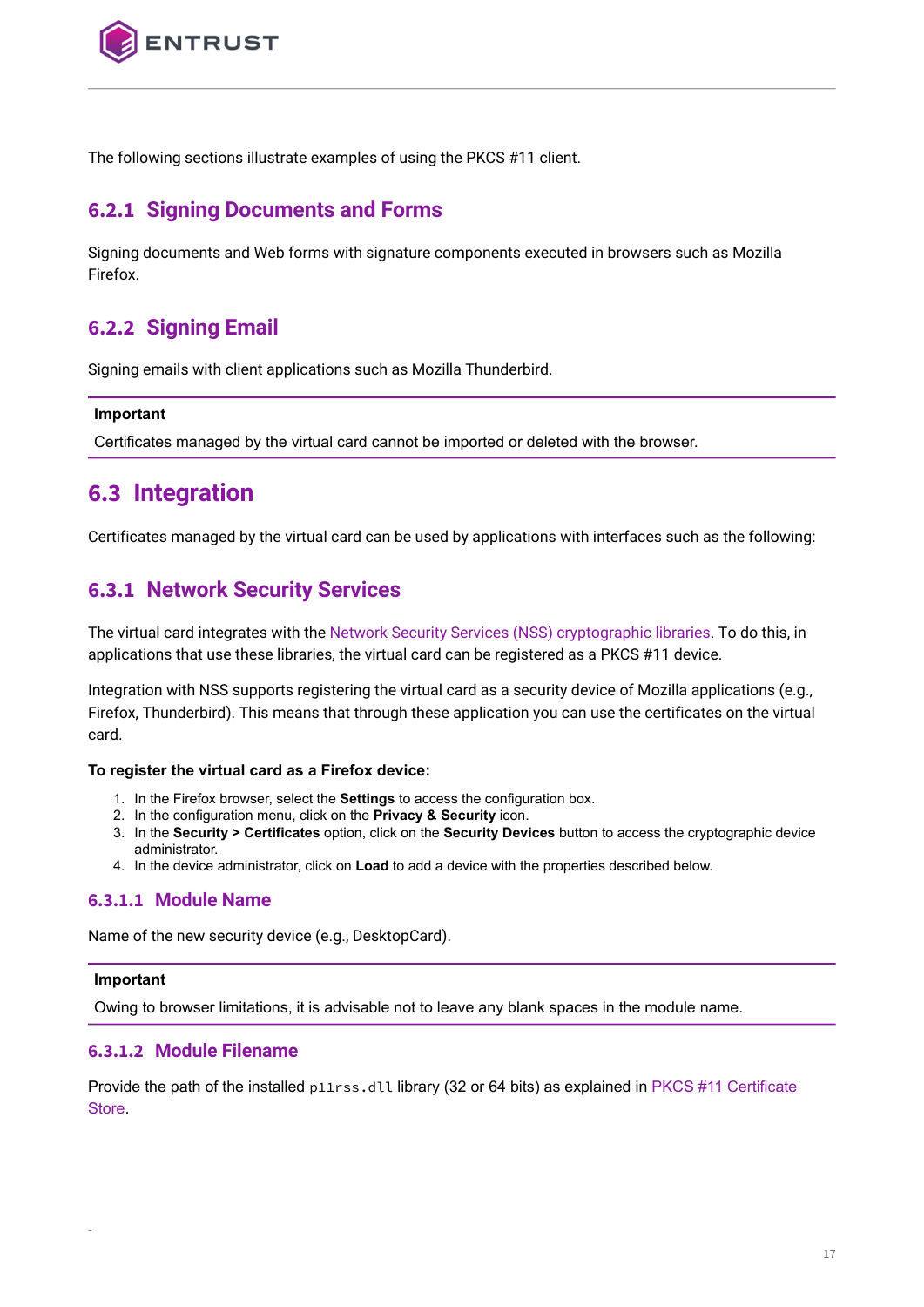The following sections illustrate examples of using the PKCS #11 client.

### 6.2.1 Signing Documents and Forms

Signing documents and Web forms with signature components executed in browsers such as Mozilla Firefox.

### 6.2.2 Signing Email

Signing emails with client applications such as Mozilla Thunderbird.

> **Important**
>
> Certificates managed by the virtual card cannot be imported or deleted with the browser.

## 6.3 Integration

Certificates managed by the virtual card can be used by applications with interfaces such as the following:

### 6.3.1 Network Security Services

The virtual card integrates with the Network Security Services (NSS) cryptographic libraries. To do this, in applications that use these libraries, the virtual card can be registered as a PKCS #11 device.

Integration with NSS supports registering the virtual card as a security device of Mozilla applications (e.g., Firefox, Thunderbird). This means that through these application you can use the certificates on the virtual card.

**To register the virtual card as a Firefox device:**

1. In the Firefox browser, select the **Settings** to access the configuration box.
2. In the configuration menu, click on the **Privacy & Security** icon.
3. In the **Security > Certificates** option, click on the **Security Devices** button to access the cryptographic device administrator.
4. In the device administrator, click on **Load** to add a device with the properties described below.

#### 6.3.1.1 Module Name

Name of the new security device (e.g., DesktopCard).

> **Important**
>
> Owing to browser limitations, it is advisable not to leave any blank spaces in the module name.

#### 6.3.1.2 Module Filename

Provide the path of the installed `p11rss.dll` library (32 or 64 bits) as explained in PKCS #11 Certificate Store.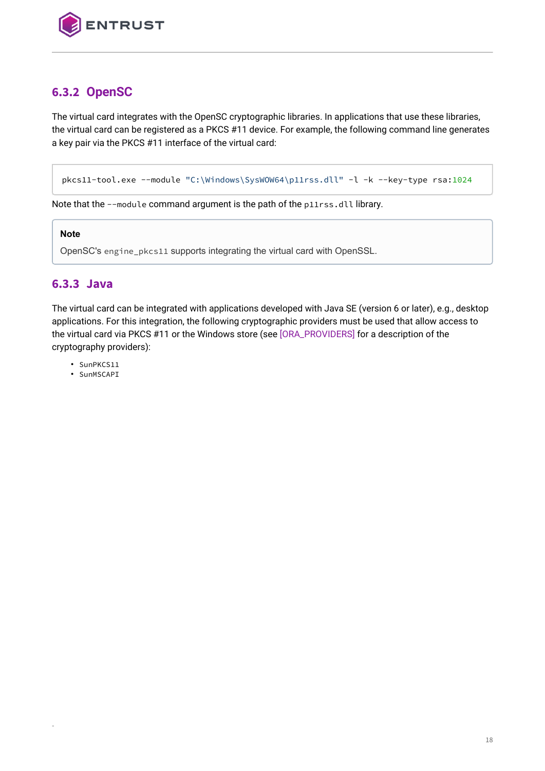### 6.3.2 OpenSC

The virtual card integrates with the OpenSC cryptographic libraries. In applications that use these libraries, the virtual card can be registered as a PKCS #11 device. For example, the following command line generates a key pair via the PKCS #11 interface of the virtual card:

```
pkcs11-tool.exe --module "C:\Windows\SysWOW64\p11rss.dll" -l -k --key-type rsa:1024
```

Note that the `--module` command argument is the path of the `p11rss.dll` library.

> **Note**
>
> OpenSC's `engine_pkcs11` supports integrating the virtual card with OpenSSL.

### 6.3.3 Java

The virtual card can be integrated with applications developed with Java SE (version 6 or later), e.g., desktop applications. For this integration, the following cryptographic providers must be used that allow access to the virtual card via PKCS #11 or the Windows store (see [ORA_PROVIDERS] for a description of the cryptography providers):

- `SunPKCS11`
- `SunMSCAPI`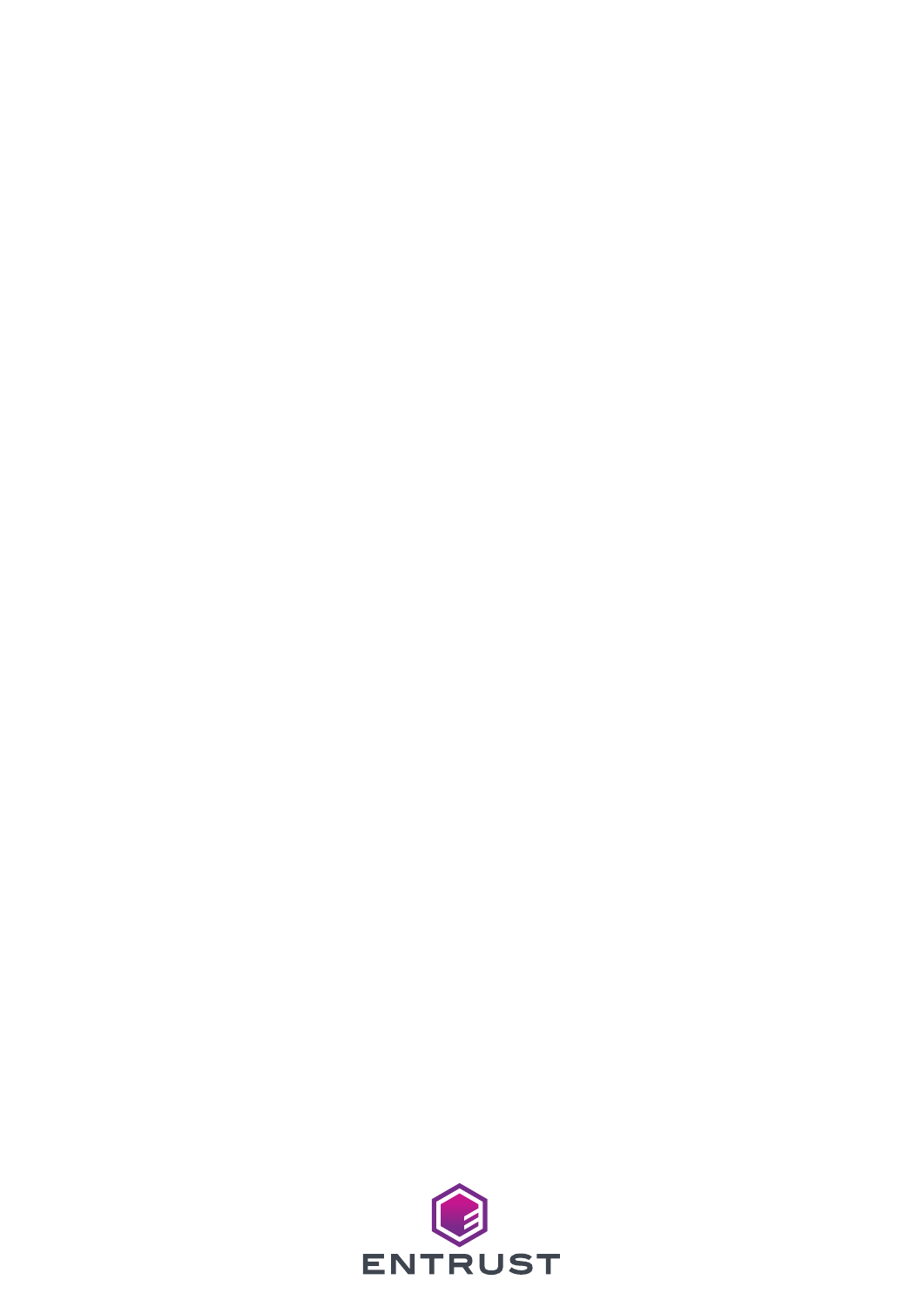ENTRUST